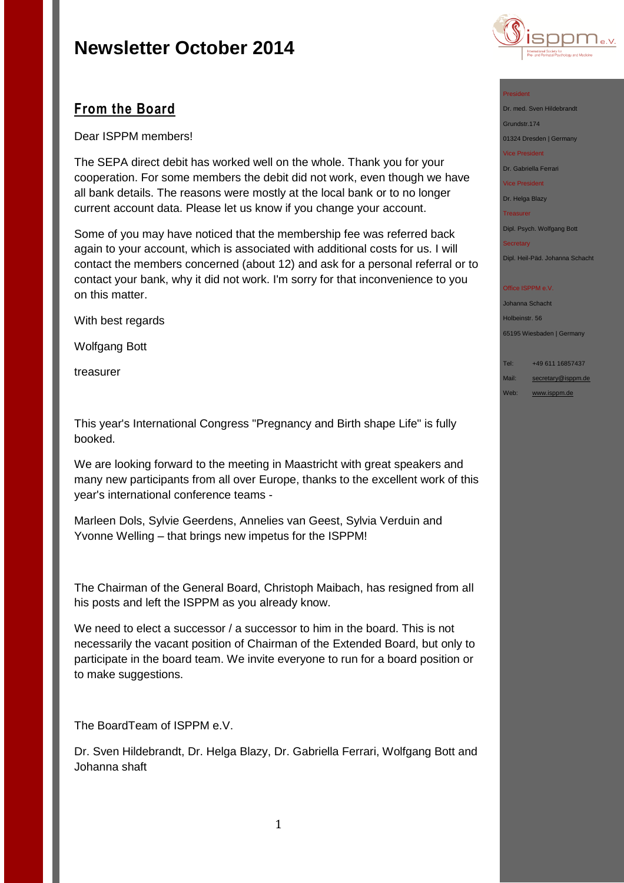# Newsletter October 2014

## From the Board

Dear ISPPM members!

The SEPA direct debit has worked well on the whole. Thank you for your cooperation. For some members the debit did not work, even though we have all bank details. The reasons were mostly at the local bank or to no longer current account data. Please let us know if you change your account.

Some of you may have noticed that the membership fee was referred back again to your account, which is associated with additional costs for us. I will contact the members concerned (about 12) and ask for a personal referral or to contact your bank, why it did not work. I'm sorry for that inconvenience to you on this matter.

With best regards

Wolfgang Bott

treasurer

This year's International Congress "Pregnancy and Birth shape Life" is fully booked.

We are looking forward to the meeting in Maastricht with great speakers and many new participants from all over Europe, thanks to the excellent work of this year's international conference teams -

Marleen Dols, Sylvie Geerdens, Annelies van Geest, Sylvia Verduin and Yvonne Welling – that brings new impetus for the ISPPM!

The Chairman of the General Board, Christoph Maibach, has resigned from all his posts and left the ISPPM as you already know.

We need to elect a successor / a successor to him in the board. This is not necessarily the vacant position of Chairman of the Extended Board, but only to participate in the board team. We invite everyone to run for a board position or to make suggestions.

The BoardTeam of ISPPM e.V.

Dr. Sven Hildebrandt, Dr. Helga Blazy, Dr. Gabriella Ferrari, Wolfgang Bott and Johanna shaft

---

President

Dr. med. Sven Hildebrandt

Grundstr.174

01324 Dresden | Germany

Vice President

Dr. Gabriella Ferrari

Vice President

Dr. Helga Blazy

Treasurer

Dipl. Psych. Wolfgang Bott

Secretary

Dipl. Heil-Päd. Johanna Schacht

Office ISPPM e.V.

Johanna Schacht

Holbeinstr. 56

65195 Wiesbaden | Germany

Tel: +49 611 16857437

Mail: secretary@isppm.de

Web: www.isppm.de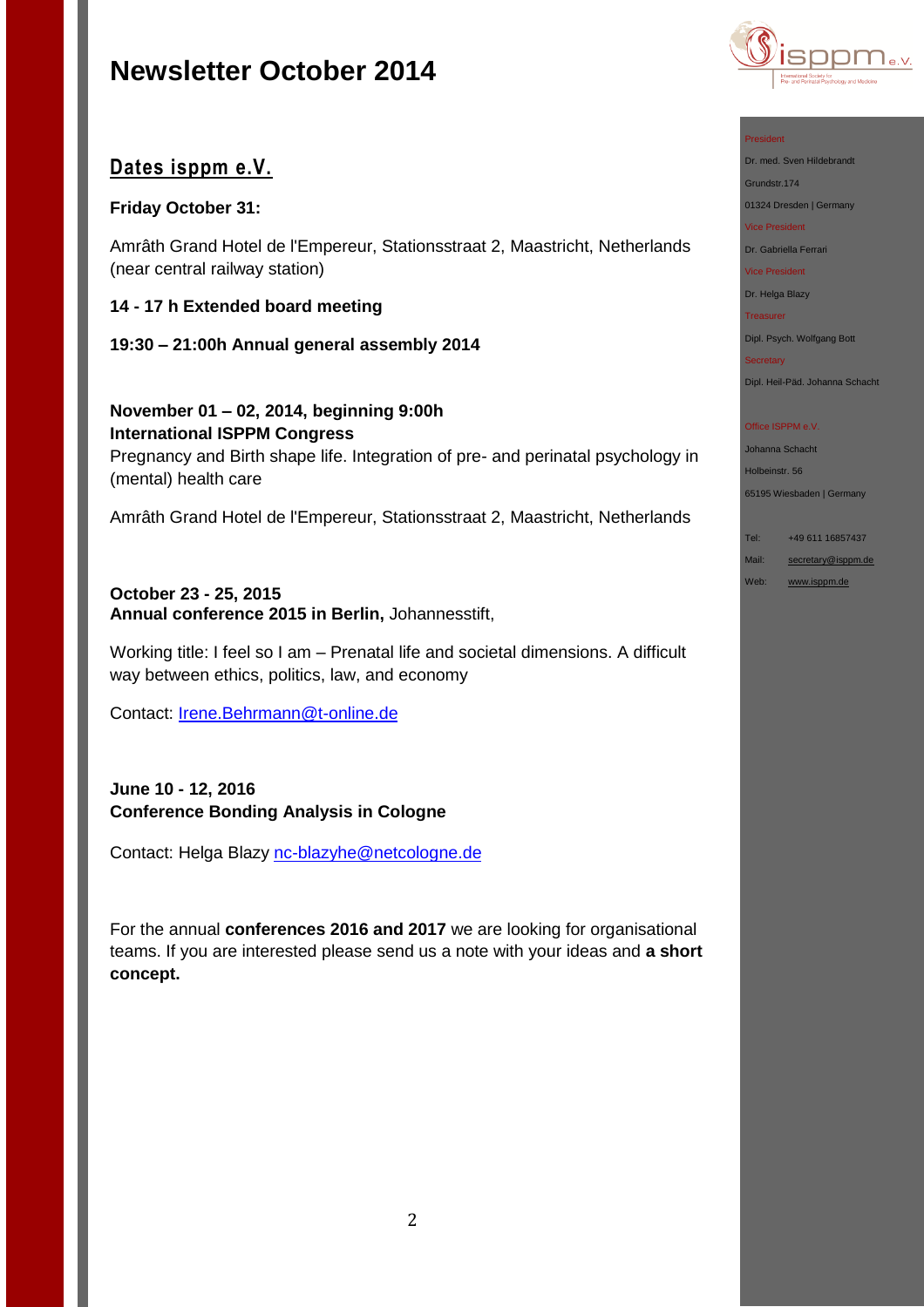# Newsletter October 2014

## Dates isppm e.V.

**Friday October 31:**

Amrâth Grand Hotel de l'Empereur, Stationsstraat 2, Maastricht, Netherlands (near central railway station)

**14 - 17 h Extended board meeting**

**19:30 – 21:00h Annual general assembly 2014**

**November 01 – 02, 2014, beginning 9:00h**
**International ISPPM Congress**
Pregnancy and Birth shape life. Integration of pre- and perinatal psychology in (mental) health care

Amrâth Grand Hotel de l'Empereur, Stationsstraat 2, Maastricht, Netherlands

**October 23 - 25, 2015**
**Annual conference 2015 in Berlin,** Johannesstift,

Working title: I feel so I am – Prenatal life and societal dimensions. A difficult way between ethics, politics, law, and economy

Contact: Irene.Behrmann@t-online.de

**June 10 - 12, 2016**
**Conference Bonding Analysis in Cologne**

Contact: Helga Blazy nc-blazyhe@netcologne.de

For the annual **conferences 2016 and 2017** we are looking for organisational teams. If you are interested please send us a note with your ideas and **a short concept.**

---

President
Dr. med. Sven Hildebrandt
Grundstr.174
01324 Dresden | Germany

Vice President
Dr. Gabriella Ferrari

Vice President
Dr. Helga Blazy

Treasurer
Dipl. Psych. Wolfgang Bott

Secretary
Dipl. Heil-Päd. Johanna Schacht

Office ISPPM e.V.
Johanna Schacht
Holbeinstr. 56
65195 Wiesbaden | Germany

Tel: +49 611 16857437
Mail: secretary@isppm.de
Web: www.isppm.de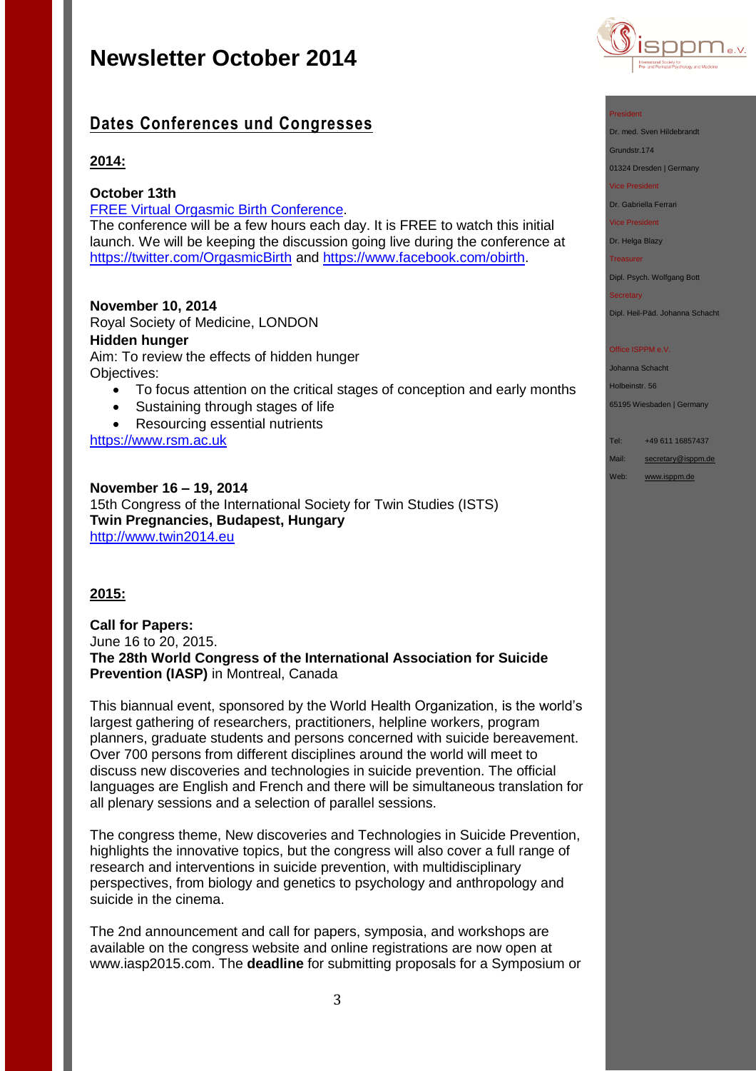# Newsletter October 2014

## Dates Conferences und Congresses

### 2014:

**October 13th**
FREE Virtual Orgasmic Birth Conference.
The conference will be a few hours each day. It is FREE to watch this initial launch. We will be keeping the discussion going live during the conference at https://twitter.com/OrgasmicBirth and https://www.facebook.com/obirth.

**November 10, 2014**
Royal Society of Medicine, LONDON
**Hidden hunger**
Aim: To review the effects of hidden hunger
Objectives:

- To focus attention on the critical stages of conception and early months
- Sustaining through stages of life
- Resourcing essential nutrients

https://www.rsm.ac.uk

**November 16 – 19, 2014**
15th Congress of the International Society for Twin Studies (ISTS)
**Twin Pregnancies, Budapest, Hungary**
http://www.twin2014.eu

### 2015:

**Call for Papers:**
June 16 to 20, 2015.
**The 28th World Congress of the International Association for Suicide Prevention (IASP)** in Montreal, Canada

This biannual event, sponsored by the World Health Organization, is the world's largest gathering of researchers, practitioners, helpline workers, program planners, graduate students and persons concerned with suicide bereavement. Over 700 persons from different disciplines around the world will meet to discuss new discoveries and technologies in suicide prevention. The official languages are English and French and there will be simultaneous translation for all plenary sessions and a selection of parallel sessions.

The congress theme, New discoveries and Technologies in Suicide Prevention, highlights the innovative topics, but the congress will also cover a full range of research and interventions in suicide prevention, with multidisciplinary perspectives, from biology and genetics to psychology and anthropology and suicide in the cinema.

The 2nd announcement and call for papers, symposia, and workshops are available on the congress website and online registrations are now open at www.iasp2015.com. The **deadline** for submitting proposals for a Symposium or

President
Dr. med. Sven Hildebrandt
Grundstr.174
01324 Dresden | Germany
Vice President
Dr. Gabriella Ferrari
Vice President
Dr. Helga Blazy
Treasurer
Dipl. Psych. Wolfgang Bott
Secretary
Dipl. Heil-Päd. Johanna Schacht

Office ISPPM e.V.
Johanna Schacht
Holbeinstr. 56
65195 Wiesbaden | Germany

Tel: +49 611 16857437
Mail: secretary@isppm.de
Web: www.isppm.de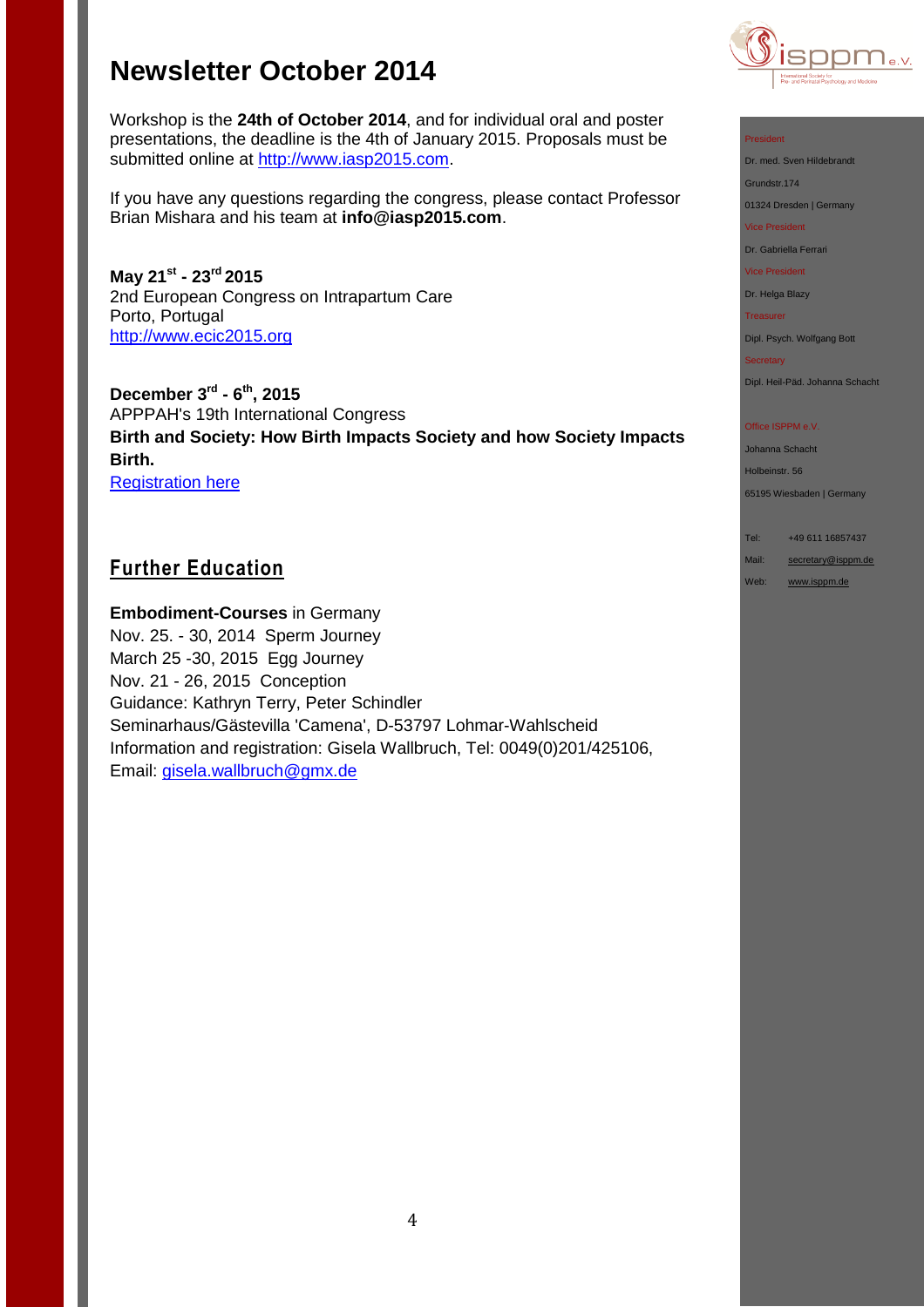# Newsletter October 2014

Workshop is the **24th of October 2014**, and for individual oral and poster presentations, the deadline is the 4th of January 2015. Proposals must be submitted online at http://www.iasp2015.com.

If you have any questions regarding the congress, please contact Professor Brian Mishara and his team at **info@iasp2015.com**.

**May 21st - 23rd 2015**
2nd European Congress on Intrapartum Care
Porto, Portugal
http://www.ecic2015.org

**December 3rd - 6th, 2015**
APPPAH's 19th International Congress
**Birth and Society: How Birth Impacts Society and how Society Impacts Birth.**
Registration here

## Further Education

**Embodiment-Courses** in Germany
Nov. 25. - 30, 2014 Sperm Journey
March 25 -30, 2015 Egg Journey
Nov. 21 - 26, 2015 Conception
Guidance: Kathryn Terry, Peter Schindler
Seminarhaus/Gästevilla 'Camena', D-53797 Lohmar-Wahlscheid
Information and registration: Gisela Wallbruch, Tel: 0049(0)201/425106,
Email: gisela.wallbruch@gmx.de

President
Dr. med. Sven Hildebrandt
Grundstr.174
01324 Dresden | Germany

Vice President
Dr. Gabriella Ferrari

Vice President
Dr. Helga Blazy

Treasurer
Dipl. Psych. Wolfgang Bott

Secretary
Dipl. Heil-Päd. Johanna Schacht

Office ISPPM e.V.
Johanna Schacht
Holbeinstr. 56
65195 Wiesbaden | Germany

Tel: +49 611 16857437
Mail: secretary@isppm.de
Web: www.isppm.de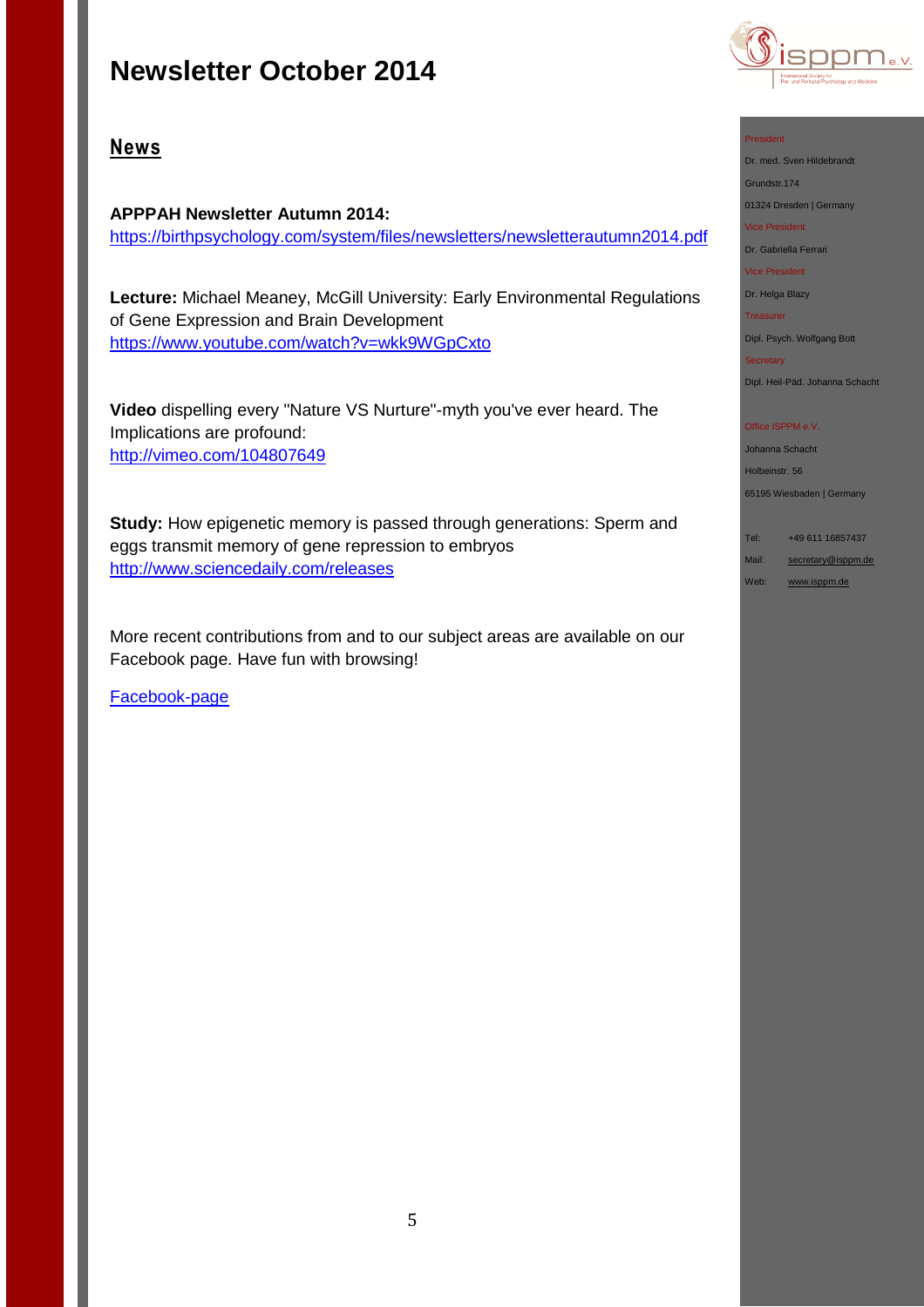# Newsletter October 2014

## News

**APPPAH Newsletter Autumn 2014:**
https://birthpsychology.com/system/files/newsletters/newsletterautumn2014.pdf

**Lecture:** Michael Meaney, McGill University: Early Environmental Regulations of Gene Expression and Brain Development
https://www.youtube.com/watch?v=wkk9WGpCxto

**Video** dispelling every "Nature VS Nurture"-myth you've ever heard. The Implications are profound:
http://vimeo.com/104807649

**Study:** How epigenetic memory is passed through generations: Sperm and eggs transmit memory of gene repression to embryos
http://www.sciencedaily.com/releases

More recent contributions from and to our subject areas are available on our Facebook page. Have fun with browsing!

Facebook-page

President
Dr. med. Sven Hildebrandt
Grundstr.174
01324 Dresden | Germany

Vice President
Dr. Gabriella Ferrari

Vice President
Dr. Helga Blazy

Treasurer
Dipl. Psych. Wolfgang Bott

Secretary
Dipl. Heil-Päd. Johanna Schacht

Office ISPPM e.V.
Johanna Schacht
Holbeinstr. 56
65195 Wiesbaden | Germany

Tel: +49 611 16857437
Mail: secretary@isppm.de
Web: www.isppm.de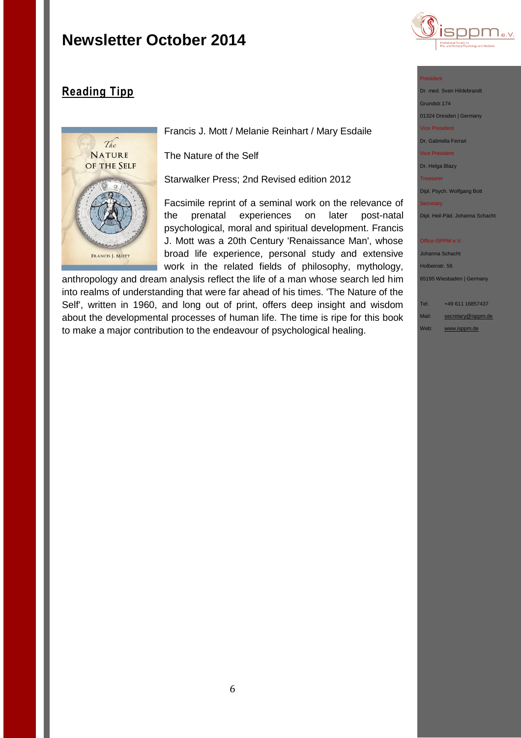# Newsletter October 2014

## Reading Tipp

Francis J. Mott / Melanie Reinhart / Mary Esdaile

The Nature of the Self

Starwalker Press; 2nd Revised edition 2012

Facsimile reprint of a seminal work on the relevance of the prenatal experiences on later post-natal psychological, moral and spiritual development. Francis J. Mott was a 20th Century 'Renaissance Man', whose broad life experience, personal study and extensive work in the related fields of philosophy, mythology, anthropology and dream analysis reflect the life of a man whose search led him into realms of understanding that were far ahead of his times. 'The Nature of the Self', written in 1960, and long out of print, offers deep insight and wisdom about the developmental processes of human life. The time is ripe for this book to make a major contribution to the endeavour of psychological healing.

President
Dr. med. Sven Hildebrandt
Grundstr.174
01324 Dresden | Germany

Vice President
Dr. Gabriella Ferrari

Vice President
Dr. Helga Blazy

Treasurer
Dipl. Psych. Wolfgang Bott

Secretary
Dipl. Heil-Päd. Johanna Schacht

Office ISPPM e.V.
Johanna Schacht
Holbeinstr. 56
65195 Wiesbaden | Germany

Tel: +49 611 16857437
Mail: secretary@isppm.de
Web: www.isppm.de